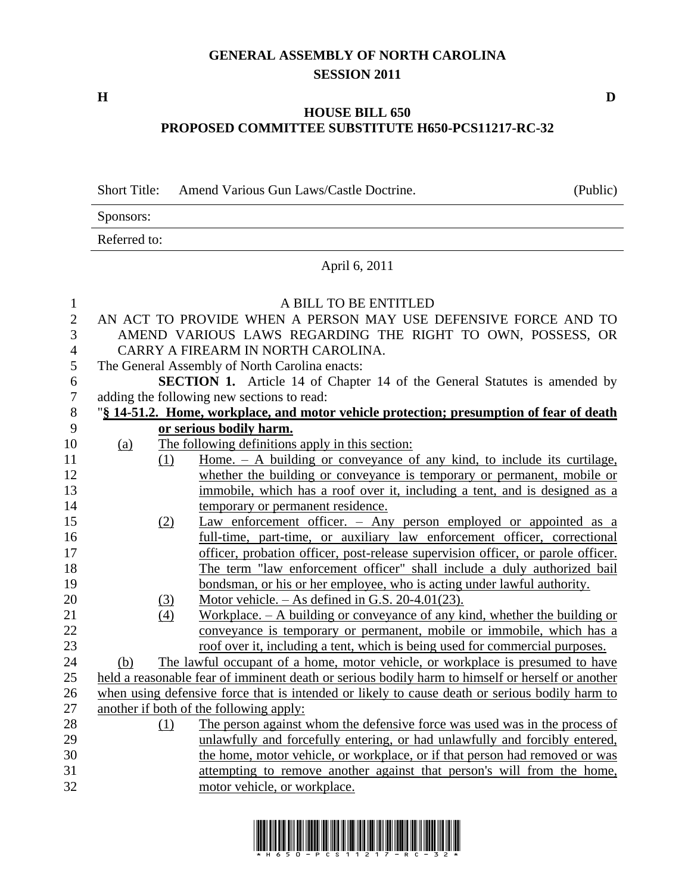# GENERAL ASSEMBLY OF NORTH CAROLINA
## SESSION 2011

**H** **D**

## HOUSE BILL 650
## PROPOSED COMMITTEE SUBSTITUTE H650-PCS11217-RC-32

| Short Title: | Amend Various Gun Laws/Castle Doctrine. | (Public) |
|---|---|---|
| Sponsors: | | |
| Referred to: | | |

April 6, 2011

A BILL TO BE ENTITLED

AN ACT TO PROVIDE WHEN A PERSON MAY USE DEFENSIVE FORCE AND TO AMEND VARIOUS LAWS REGARDING THE RIGHT TO OWN, POSSESS, OR CARRY A FIREARM IN NORTH CAROLINA.

The General Assembly of North Carolina enacts:

**SECTION 1.** Article 14 of Chapter 14 of the General Statutes is amended by adding the following new sections to read:

"**§ 14-51.2. Home, workplace, and motor vehicle protection; presumption of fear of death or serious bodily harm.**

(a) The following definitions apply in this section:

(1) Home. – A building or conveyance of any kind, to include its curtilage, whether the building or conveyance is temporary or permanent, mobile or immobile, which has a roof over it, including a tent, and is designed as a temporary or permanent residence.

(2) Law enforcement officer. – Any person employed or appointed as a full-time, part-time, or auxiliary law enforcement officer, correctional officer, probation officer, post-release supervision officer, or parole officer. The term "law enforcement officer" shall include a duly authorized bail bondsman, or his or her employee, who is acting under lawful authority.

(3) Motor vehicle. – As defined in G.S. 20-4.01(23).

(4) Workplace. – A building or conveyance of any kind, whether the building or conveyance is temporary or permanent, mobile or immobile, which has a roof over it, including a tent, which is being used for commercial purposes.

(b) The lawful occupant of a home, motor vehicle, or workplace is presumed to have held a reasonable fear of imminent death or serious bodily harm to himself or herself or another when using defensive force that is intended or likely to cause death or serious bodily harm to another if both of the following apply:

(1) The person against whom the defensive force was used was in the process of unlawfully and forcefully entering, or had unlawfully and forcibly entered, the home, motor vehicle, or workplace, or if that person had removed or was attempting to remove another against that person's will from the home, motor vehicle, or workplace.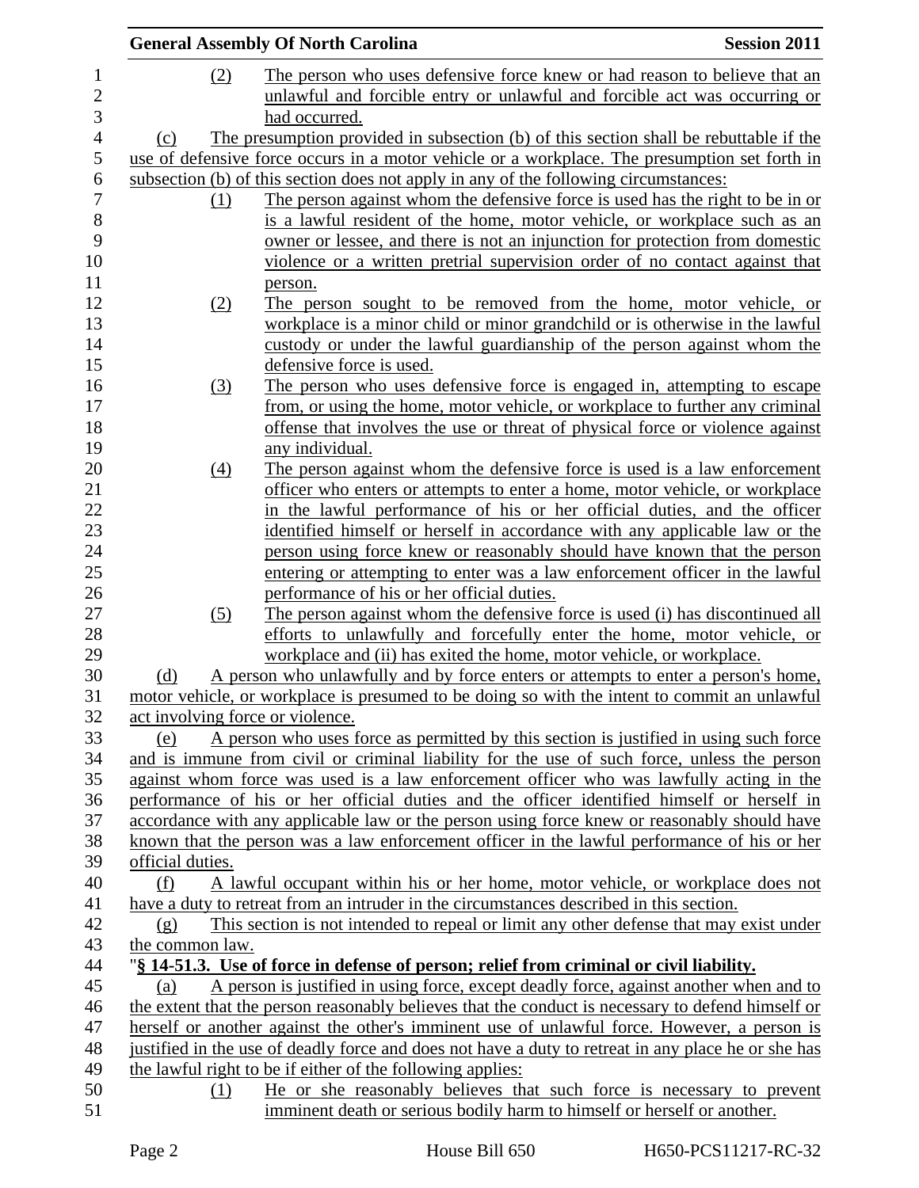(2) The person who uses defensive force knew or had reason to believe that an unlawful and forcible entry or unlawful and forcible act was occurring or had occurred.

(c) The presumption provided in subsection (b) of this section shall be rebuttable if the use of defensive force occurs in a motor vehicle or a workplace. The presumption set forth in subsection (b) of this section does not apply in any of the following circumstances:

(1) The person against whom the defensive force is used has the right to be in or is a lawful resident of the home, motor vehicle, or workplace such as an owner or lessee, and there is not an injunction for protection from domestic violence or a written pretrial supervision order of no contact against that person.

(2) The person sought to be removed from the home, motor vehicle, or workplace is a minor child or minor grandchild or is otherwise in the lawful custody or under the lawful guardianship of the person against whom the defensive force is used.

(3) The person who uses defensive force is engaged in, attempting to escape from, or using the home, motor vehicle, or workplace to further any criminal offense that involves the use or threat of physical force or violence against any individual.

(4) The person against whom the defensive force is used is a law enforcement officer who enters or attempts to enter a home, motor vehicle, or workplace in the lawful performance of his or her official duties, and the officer identified himself or herself in accordance with any applicable law or the person using force knew or reasonably should have known that the person entering or attempting to enter was a law enforcement officer in the lawful performance of his or her official duties.

(5) The person against whom the defensive force is used (i) has discontinued all efforts to unlawfully and forcefully enter the home, motor vehicle, or workplace and (ii) has exited the home, motor vehicle, or workplace.

(d) A person who unlawfully and by force enters or attempts to enter a person's home, motor vehicle, or workplace is presumed to be doing so with the intent to commit an unlawful act involving force or violence.

(e) A person who uses force as permitted by this section is justified in using such force and is immune from civil or criminal liability for the use of such force, unless the person against whom force was used is a law enforcement officer who was lawfully acting in the performance of his or her official duties and the officer identified himself or herself in accordance with any applicable law or the person using force knew or reasonably should have known that the person was a law enforcement officer in the lawful performance of his or her official duties.

(f) A lawful occupant within his or her home, motor vehicle, or workplace does not have a duty to retreat from an intruder in the circumstances described in this section.

(g) This section is not intended to repeal or limit any other defense that may exist under the common law.

"**§ 14-51.3. Use of force in defense of person; relief from criminal or civil liability.**

(a) A person is justified in using force, except deadly force, against another when and to the extent that the person reasonably believes that the conduct is necessary to defend himself or herself or another against the other's imminent use of unlawful force. However, a person is justified in the use of deadly force and does not have a duty to retreat in any place he or she has the lawful right to be if either of the following applies:

(1) He or she reasonably believes that such force is necessary to prevent imminent death or serious bodily harm to himself or herself or another.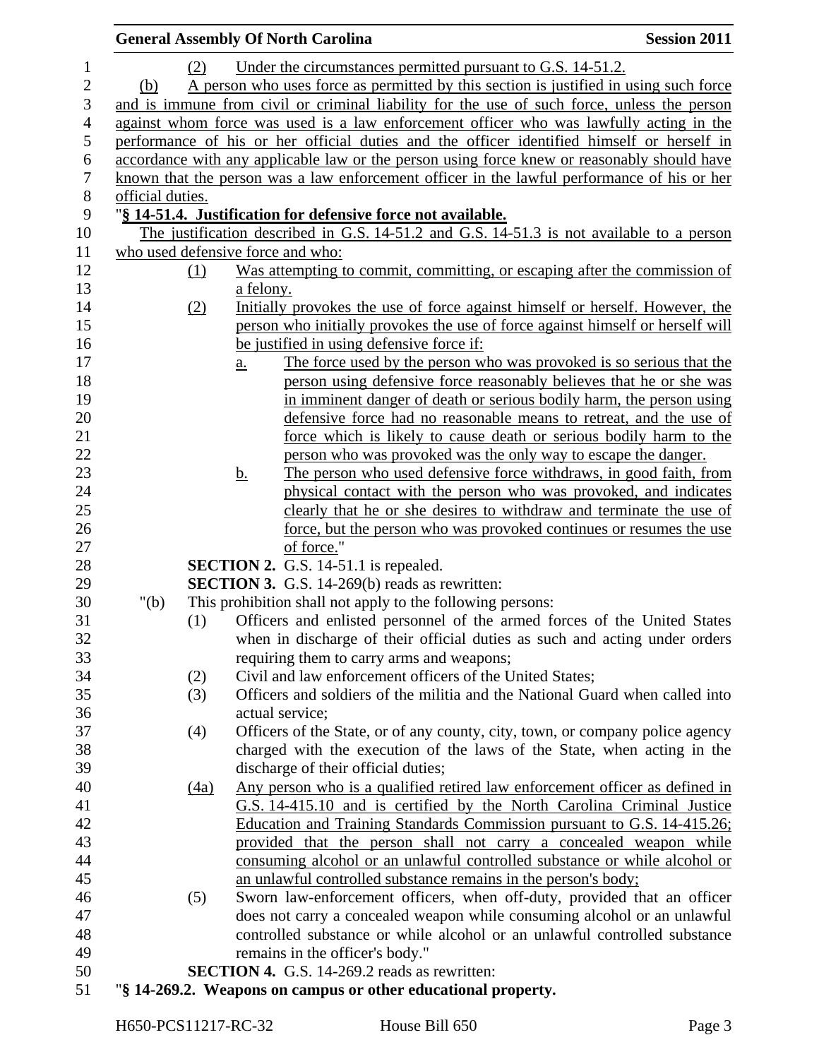(2) Under the circumstances permitted pursuant to G.S. 14-51.2.

(b) A person who uses force as permitted by this section is justified in using such force and is immune from civil or criminal liability for the use of such force, unless the person against whom force was used is a law enforcement officer who was lawfully acting in the performance of his or her official duties and the officer identified himself or herself in accordance with any applicable law or the person using force knew or reasonably should have known that the person was a law enforcement officer in the lawful performance of his or her official duties.

"**§ 14-51.4. Justification for defensive force not available.**

The justification described in G.S. 14-51.2 and G.S. 14-51.3 is not available to a person who used defensive force and who:

(1) Was attempting to commit, committing, or escaping after the commission of a felony.

(2) Initially provokes the use of force against himself or herself. However, the person who initially provokes the use of force against himself or herself will be justified in using defensive force if:

a. The force used by the person who was provoked is so serious that the person using defensive force reasonably believes that he or she was in imminent danger of death or serious bodily harm, the person using defensive force had no reasonable means to retreat, and the use of force which is likely to cause death or serious bodily harm to the person who was provoked was the only way to escape the danger.

b. The person who used defensive force withdraws, in good faith, from physical contact with the person who was provoked, and indicates clearly that he or she desires to withdraw and terminate the use of force, but the person who was provoked continues or resumes the use of force."

**SECTION 2.** G.S. 14-51.1 is repealed.

**SECTION 3.** G.S. 14-269(b) reads as rewritten:

"(b) This prohibition shall not apply to the following persons:

(1) Officers and enlisted personnel of the armed forces of the United States when in discharge of their official duties as such and acting under orders requiring them to carry arms and weapons;

(2) Civil and law enforcement officers of the United States;

(3) Officers and soldiers of the militia and the National Guard when called into actual service;

(4) Officers of the State, or of any county, city, town, or company police agency charged with the execution of the laws of the State, when acting in the discharge of their official duties;

(4a) Any person who is a qualified retired law enforcement officer as defined in G.S. 14-415.10 and is certified by the North Carolina Criminal Justice Education and Training Standards Commission pursuant to G.S. 14-415.26; provided that the person shall not carry a concealed weapon while consuming alcohol or an unlawful controlled substance or while alcohol or an unlawful controlled substance remains in the person's body;

(5) Sworn law-enforcement officers, when off-duty, provided that an officer does not carry a concealed weapon while consuming alcohol or an unlawful controlled substance or while alcohol or an unlawful controlled substance remains in the officer's body."

**SECTION 4.** G.S. 14-269.2 reads as rewritten:

"**§ 14-269.2. Weapons on campus or other educational property.**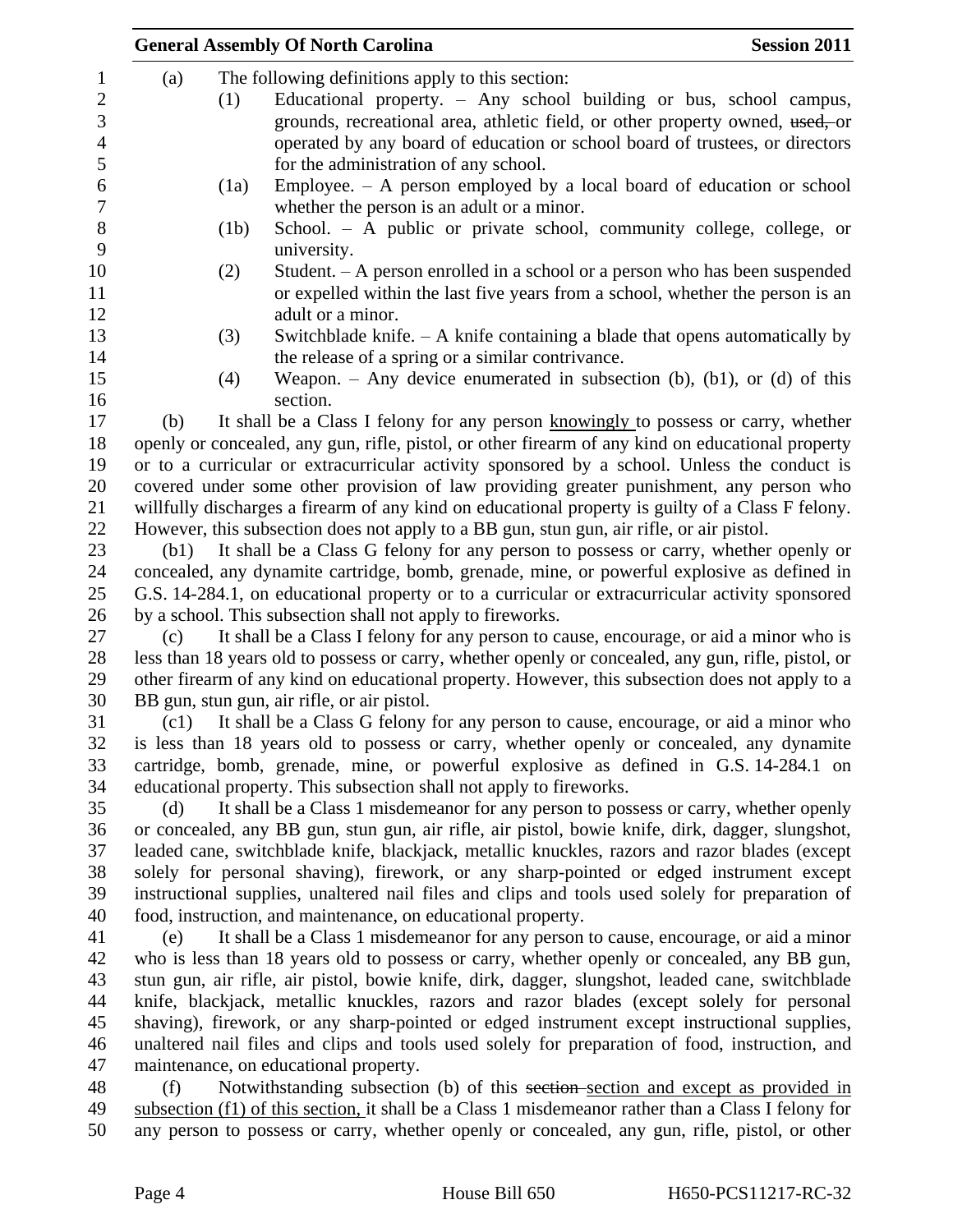(a) The following definitions apply to this section:

(1) Educational property. – Any school building or bus, school campus, grounds, recreational area, athletic field, or other property owned, ~~used,~~ or operated by any board of education or school board of trustees, or directors for the administration of any school.

(1a) Employee. – A person employed by a local board of education or school whether the person is an adult or a minor.

(1b) School. – A public or private school, community college, college, or university.

(2) Student. – A person enrolled in a school or a person who has been suspended or expelled within the last five years from a school, whether the person is an adult or a minor.

(3) Switchblade knife. – A knife containing a blade that opens automatically by the release of a spring or a similar contrivance.

(4) Weapon. – Any device enumerated in subsection (b), (b1), or (d) of this section.

(b) It shall be a Class I felony for any person <u>knowingly</u> to possess or carry, whether openly or concealed, any gun, rifle, pistol, or other firearm of any kind on educational property or to a curricular or extracurricular activity sponsored by a school. Unless the conduct is covered under some other provision of law providing greater punishment, any person who willfully discharges a firearm of any kind on educational property is guilty of a Class F felony. However, this subsection does not apply to a BB gun, stun gun, air rifle, or air pistol.

(b1) It shall be a Class G felony for any person to possess or carry, whether openly or concealed, any dynamite cartridge, bomb, grenade, mine, or powerful explosive as defined in G.S. 14-284.1, on educational property or to a curricular or extracurricular activity sponsored by a school. This subsection shall not apply to fireworks.

(c) It shall be a Class I felony for any person to cause, encourage, or aid a minor who is less than 18 years old to possess or carry, whether openly or concealed, any gun, rifle, pistol, or other firearm of any kind on educational property. However, this subsection does not apply to a BB gun, stun gun, air rifle, or air pistol.

(c1) It shall be a Class G felony for any person to cause, encourage, or aid a minor who is less than 18 years old to possess or carry, whether openly or concealed, any dynamite cartridge, bomb, grenade, mine, or powerful explosive as defined in G.S. 14-284.1 on educational property. This subsection shall not apply to fireworks.

(d) It shall be a Class 1 misdemeanor for any person to possess or carry, whether openly or concealed, any BB gun, stun gun, air rifle, air pistol, bowie knife, dirk, dagger, slungshot, leaded cane, switchblade knife, blackjack, metallic knuckles, razors and razor blades (except solely for personal shaving), firework, or any sharp-pointed or edged instrument except instructional supplies, unaltered nail files and clips and tools used solely for preparation of food, instruction, and maintenance, on educational property.

(e) It shall be a Class 1 misdemeanor for any person to cause, encourage, or aid a minor who is less than 18 years old to possess or carry, whether openly or concealed, any BB gun, stun gun, air rifle, air pistol, bowie knife, dirk, dagger, slungshot, leaded cane, switchblade knife, blackjack, metallic knuckles, razors and razor blades (except solely for personal shaving), firework, or any sharp-pointed or edged instrument except instructional supplies, unaltered nail files and clips and tools used solely for preparation of food, instruction, and maintenance, on educational property.

(f) Notwithstanding subsection (b) of this ~~section~~ <u>section and except as provided in subsection (f1) of this section,</u> it shall be a Class 1 misdemeanor rather than a Class I felony for any person to possess or carry, whether openly or concealed, any gun, rifle, pistol, or other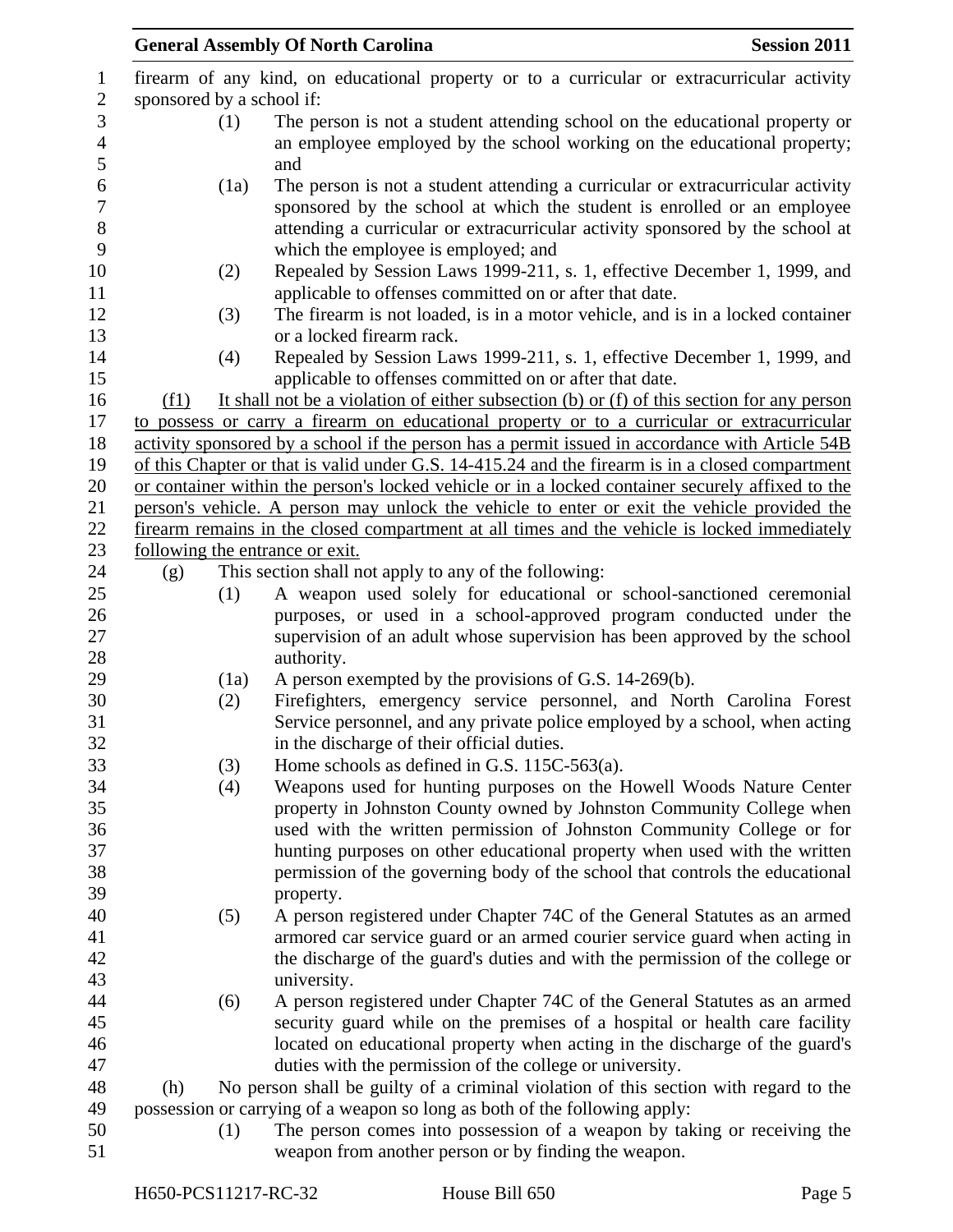firearm of any kind, on educational property or to a curricular or extracurricular activity sponsored by a school if:

(1) The person is not a student attending school on the educational property or an employee employed by the school working on the educational property; and

(1a) The person is not a student attending a curricular or extracurricular activity sponsored by the school at which the student is enrolled or an employee attending a curricular or extracurricular activity sponsored by the school at which the employee is employed; and

(2) Repealed by Session Laws 1999-211, s. 1, effective December 1, 1999, and applicable to offenses committed on or after that date.

(3) The firearm is not loaded, is in a motor vehicle, and is in a locked container or a locked firearm rack.

(4) Repealed by Session Laws 1999-211, s. 1, effective December 1, 1999, and applicable to offenses committed on or after that date.

<u>(f1) It shall not be a violation of either subsection (b) or (f) of this section for any person to possess or carry a firearm on educational property or to a curricular or extracurricular activity sponsored by a school if the person has a permit issued in accordance with Article 54B of this Chapter or that is valid under G.S. 14-415.24 and the firearm is in a closed compartment or container within the person's locked vehicle or in a locked container securely affixed to the person's vehicle. A person may unlock the vehicle to enter or exit the vehicle provided the firearm remains in the closed compartment at all times and the vehicle is locked immediately following the entrance or exit.</u>

(g) This section shall not apply to any of the following:

(1) A weapon used solely for educational or school-sanctioned ceremonial purposes, or used in a school-approved program conducted under the supervision of an adult whose supervision has been approved by the school authority.

(1a) A person exempted by the provisions of G.S. 14-269(b).

(2) Firefighters, emergency service personnel, and North Carolina Forest Service personnel, and any private police employed by a school, when acting in the discharge of their official duties.

(3) Home schools as defined in G.S. 115C-563(a).

(4) Weapons used for hunting purposes on the Howell Woods Nature Center property in Johnston County owned by Johnston Community College when used with the written permission of Johnston Community College or for hunting purposes on other educational property when used with the written permission of the governing body of the school that controls the educational property.

(5) A person registered under Chapter 74C of the General Statutes as an armed armored car service guard or an armed courier service guard when acting in the discharge of the guard's duties and with the permission of the college or university.

(6) A person registered under Chapter 74C of the General Statutes as an armed security guard while on the premises of a hospital or health care facility located on educational property when acting in the discharge of the guard's duties with the permission of the college or university.

(h) No person shall be guilty of a criminal violation of this section with regard to the possession or carrying of a weapon so long as both of the following apply:

(1) The person comes into possession of a weapon by taking or receiving the weapon from another person or by finding the weapon.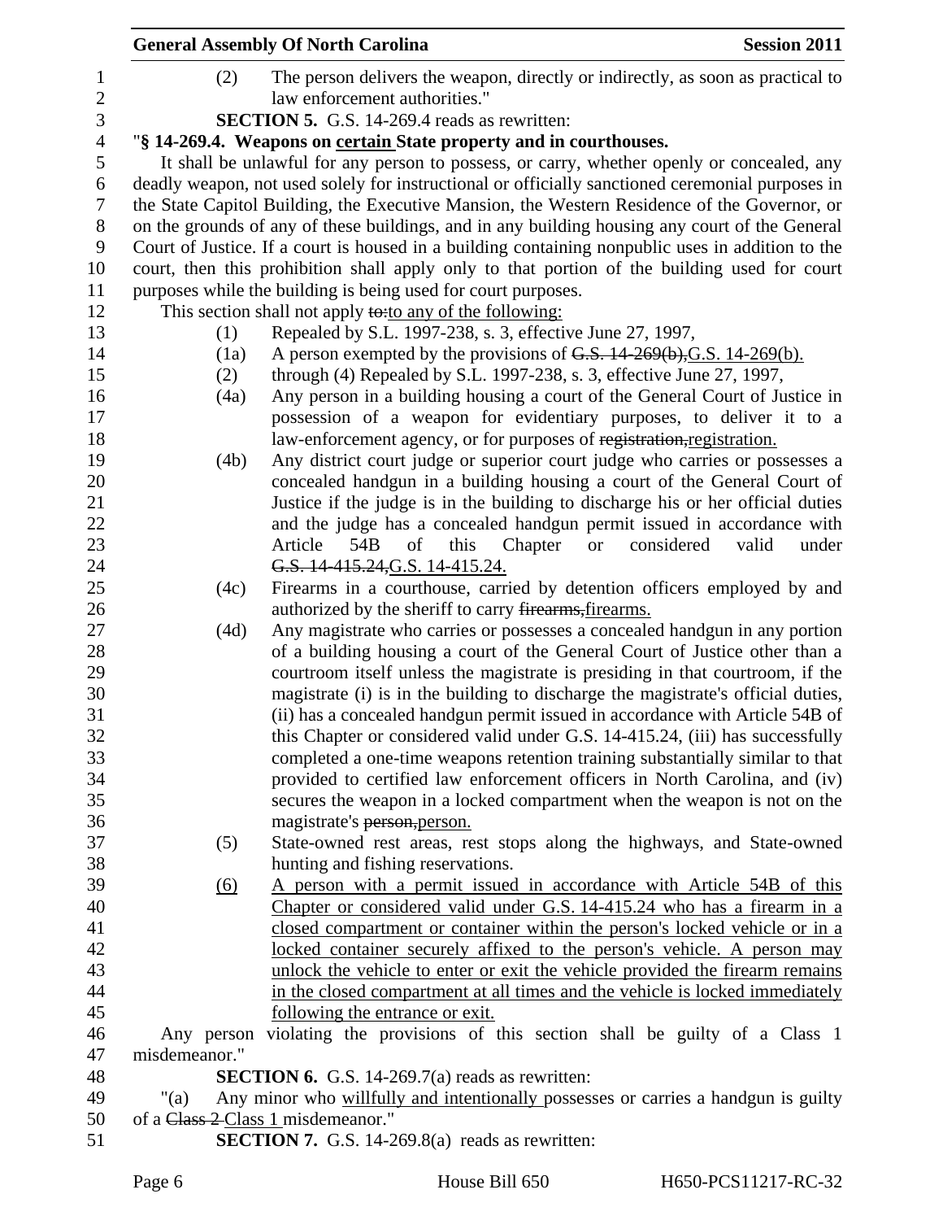(2) The person delivers the weapon, directly or indirectly, as soon as practical to law enforcement authorities."

**SECTION 5.** G.S. 14-269.4 reads as rewritten:

"**§ 14-269.4. Weapons on certain State property and in courthouses.**

It shall be unlawful for any person to possess, or carry, whether openly or concealed, any deadly weapon, not used solely for instructional or officially sanctioned ceremonial purposes in the State Capitol Building, the Executive Mansion, the Western Residence of the Governor, or on the grounds of any of these buildings, and in any building housing any court of the General Court of Justice. If a court is housed in a building containing nonpublic uses in addition to the court, then this prohibition shall apply only to that portion of the building used for court purposes while the building is being used for court purposes.

This section shall not apply ~~to:~~to any of the following:

(1) Repealed by S.L. 1997-238, s. 3, effective June 27, 1997,

(1a) A person exempted by the provisions of ~~G.S. 14-269(b),~~G.S. 14-269(b).

(2) through (4) Repealed by S.L. 1997-238, s. 3, effective June 27, 1997,

(4a) Any person in a building housing a court of the General Court of Justice in possession of a weapon for evidentiary purposes, to deliver it to a law-enforcement agency, or for purposes of ~~registration,~~registration.

(4b) Any district court judge or superior court judge who carries or possesses a concealed handgun in a building housing a court of the General Court of Justice if the judge is in the building to discharge his or her official duties and the judge has a concealed handgun permit issued in accordance with Article 54B of this Chapter or considered valid under ~~G.S. 14-415.24,~~G.S. 14-415.24.

(4c) Firearms in a courthouse, carried by detention officers employed by and authorized by the sheriff to carry ~~firearms,~~firearms.

(4d) Any magistrate who carries or possesses a concealed handgun in any portion of a building housing a court of the General Court of Justice other than a courtroom itself unless the magistrate is presiding in that courtroom, if the magistrate (i) is in the building to discharge the magistrate's official duties, (ii) has a concealed handgun permit issued in accordance with Article 54B of this Chapter or considered valid under G.S. 14-415.24, (iii) has successfully completed a one-time weapons retention training substantially similar to that provided to certified law enforcement officers in North Carolina, and (iv) secures the weapon in a locked compartment when the weapon is not on the magistrate's ~~person,~~person.

(5) State-owned rest areas, rest stops along the highways, and State-owned hunting and fishing reservations.

<u>(6)</u> <u>A person with a permit issued in accordance with Article 54B of this Chapter or considered valid under G.S. 14-415.24 who has a firearm in a closed compartment or container within the person's locked vehicle or in a locked container securely affixed to the person's vehicle. A person may unlock the vehicle to enter or exit the vehicle provided the firearm remains in the closed compartment at all times and the vehicle is locked immediately following the entrance or exit.</u>

Any person violating the provisions of this section shall be guilty of a Class 1 misdemeanor."

**SECTION 6.** G.S. 14-269.7(a) reads as rewritten:

"(a) Any minor who <u>willfully and intentionally</u> possesses or carries a handgun is guilty of a ~~Class 2~~ <u>Class 1</u> misdemeanor."

**SECTION 7.** G.S. 14-269.8(a) reads as rewritten: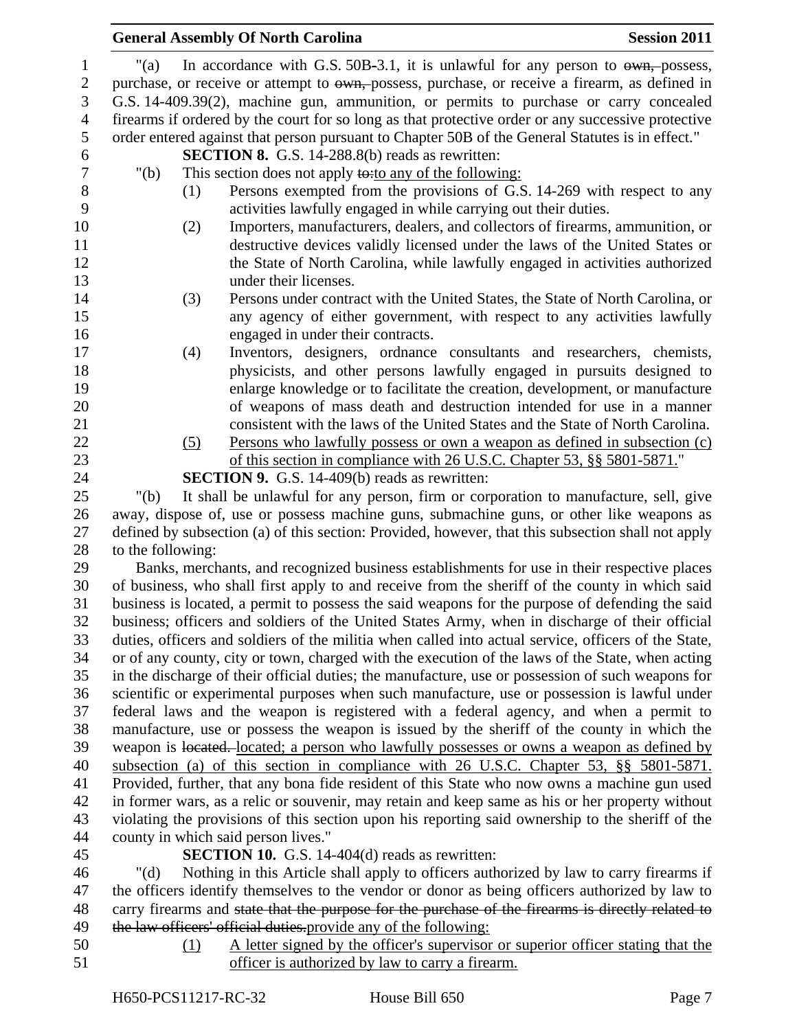"(a) In accordance with G.S. 50B-3.1, it is unlawful for any person to ~~own,~~ possess, purchase, or receive or attempt to ~~own,~~ possess, purchase, or receive a firearm, as defined in G.S. 14-409.39(2), machine gun, ammunition, or permits to purchase or carry concealed firearms if ordered by the court for so long as that protective order or any successive protective order entered against that person pursuant to Chapter 50B of the General Statutes is in effect."

**SECTION 8.** G.S. 14-288.8(b) reads as rewritten:

"(b) This section does not apply ~~to:~~to any of the following:

(1) Persons exempted from the provisions of G.S. 14-269 with respect to any activities lawfully engaged in while carrying out their duties.

(2) Importers, manufacturers, dealers, and collectors of firearms, ammunition, or destructive devices validly licensed under the laws of the United States or the State of North Carolina, while lawfully engaged in activities authorized under their licenses.

(3) Persons under contract with the United States, the State of North Carolina, or any agency of either government, with respect to any activities lawfully engaged in under their contracts.

(4) Inventors, designers, ordnance consultants and researchers, chemists, physicists, and other persons lawfully engaged in pursuits designed to enlarge knowledge or to facilitate the creation, development, or manufacture of weapons of mass death and destruction intended for use in a manner consistent with the laws of the United States and the State of North Carolina.

<u>(5) Persons who lawfully possess or own a weapon as defined in subsection (c) of this section in compliance with 26 U.S.C. Chapter 53, §§ 5801-5871.</u>"

**SECTION 9.** G.S. 14-409(b) reads as rewritten:

"(b) It shall be unlawful for any person, firm or corporation to manufacture, sell, give away, dispose of, use or possess machine guns, submachine guns, or other like weapons as defined by subsection (a) of this section: Provided, however, that this subsection shall not apply to the following:

Banks, merchants, and recognized business establishments for use in their respective places of business, who shall first apply to and receive from the sheriff of the county in which said business is located, a permit to possess the said weapons for the purpose of defending the said business; officers and soldiers of the United States Army, when in discharge of their official duties, officers and soldiers of the militia when called into actual service, officers of the State, or of any county, city or town, charged with the execution of the laws of the State, when acting in the discharge of their official duties; the manufacture, use or possession of such weapons for scientific or experimental purposes when such manufacture, use or possession is lawful under federal laws and the weapon is registered with a federal agency, and when a permit to manufacture, use or possess the weapon is issued by the sheriff of the county in which the weapon is ~~located.~~ <u>located; a person who lawfully possesses or owns a weapon as defined by subsection (a) of this section in compliance with 26 U.S.C. Chapter 53, §§ 5801-5871.</u> Provided, further, that any bona fide resident of this State who now owns a machine gun used in former wars, as a relic or souvenir, may retain and keep same as his or her property without violating the provisions of this section upon his reporting said ownership to the sheriff of the county in which said person lives."

**SECTION 10.** G.S. 14-404(d) reads as rewritten:

"(d) Nothing in this Article shall apply to officers authorized by law to carry firearms if the officers identify themselves to the vendor or donor as being officers authorized by law to carry firearms and ~~state that the purpose for the purchase of the firearms is directly related to the law officers' official duties.~~<u>provide any of the following:</u>

<u>(1) A letter signed by the officer's supervisor or superior officer stating that the officer is authorized by law to carry a firearm.</u>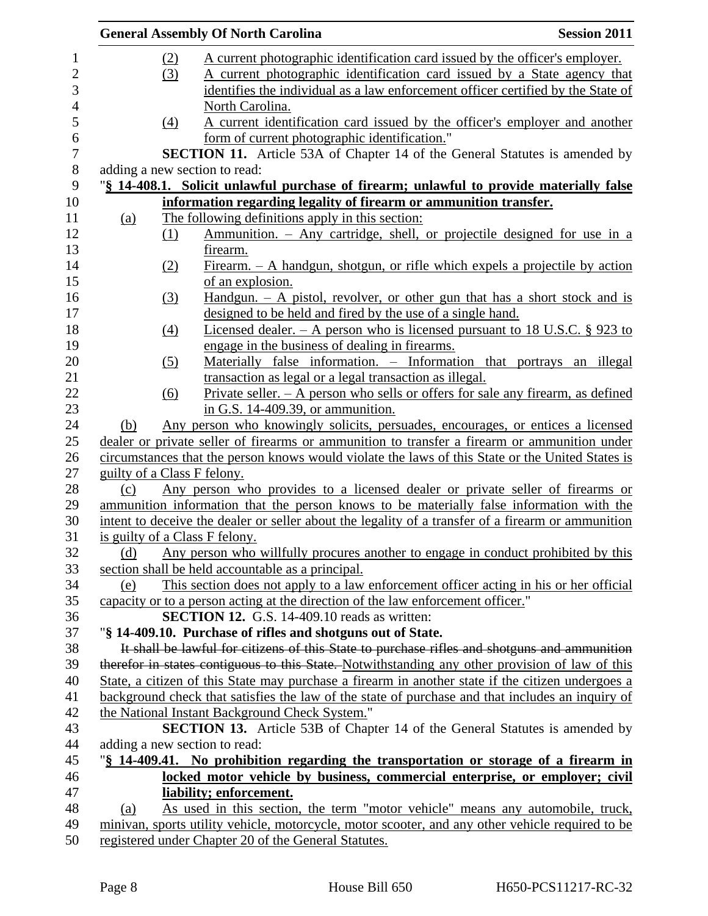(2) A current photographic identification card issued by the officer's employer.

(3) A current photographic identification card issued by a State agency that identifies the individual as a law enforcement officer certified by the State of North Carolina.

(4) A current identification card issued by the officer's employer and another form of current photographic identification."

**SECTION 11.** Article 53A of Chapter 14 of the General Statutes is amended by adding a new section to read:

"**§ 14-408.1. Solicit unlawful purchase of firearm; unlawful to provide materially false information regarding legality of firearm or ammunition transfer.**

(a) The following definitions apply in this section:

(1) Ammunition. – Any cartridge, shell, or projectile designed for use in a firearm.

(2) Firearm. – A handgun, shotgun, or rifle which expels a projectile by action of an explosion.

(3) Handgun. – A pistol, revolver, or other gun that has a short stock and is designed to be held and fired by the use of a single hand.

(4) Licensed dealer. – A person who is licensed pursuant to 18 U.S.C. § 923 to engage in the business of dealing in firearms.

(5) Materially false information. – Information that portrays an illegal transaction as legal or a legal transaction as illegal.

(6) Private seller. – A person who sells or offers for sale any firearm, as defined in G.S. 14-409.39, or ammunition.

(b) Any person who knowingly solicits, persuades, encourages, or entices a licensed dealer or private seller of firearms or ammunition to transfer a firearm or ammunition under circumstances that the person knows would violate the laws of this State or the United States is guilty of a Class F felony.

(c) Any person who provides to a licensed dealer or private seller of firearms or ammunition information that the person knows to be materially false information with the intent to deceive the dealer or seller about the legality of a transfer of a firearm or ammunition is guilty of a Class F felony.

(d) Any person who willfully procures another to engage in conduct prohibited by this section shall be held accountable as a principal.

(e) This section does not apply to a law enforcement officer acting in his or her official capacity or to a person acting at the direction of the law enforcement officer."

**SECTION 12.** G.S. 14-409.10 reads as written:

"**§ 14-409.10. Purchase of rifles and shotguns out of State.**

~~It shall be lawful for citizens of this State to purchase rifles and shotguns and ammunition therefor in states contiguous to this State.~~ Notwithstanding any other provision of law of this State, a citizen of this State may purchase a firearm in another state if the citizen undergoes a background check that satisfies the law of the state of purchase and that includes an inquiry of the National Instant Background Check System."

**SECTION 13.** Article 53B of Chapter 14 of the General Statutes is amended by adding a new section to read:

"**§ 14-409.41. No prohibition regarding the transportation or storage of a firearm in locked motor vehicle by business, commercial enterprise, or employer; civil liability; enforcement.**

(a) As used in this section, the term "motor vehicle" means any automobile, truck, minivan, sports utility vehicle, motorcycle, motor scooter, and any other vehicle required to be registered under Chapter 20 of the General Statutes.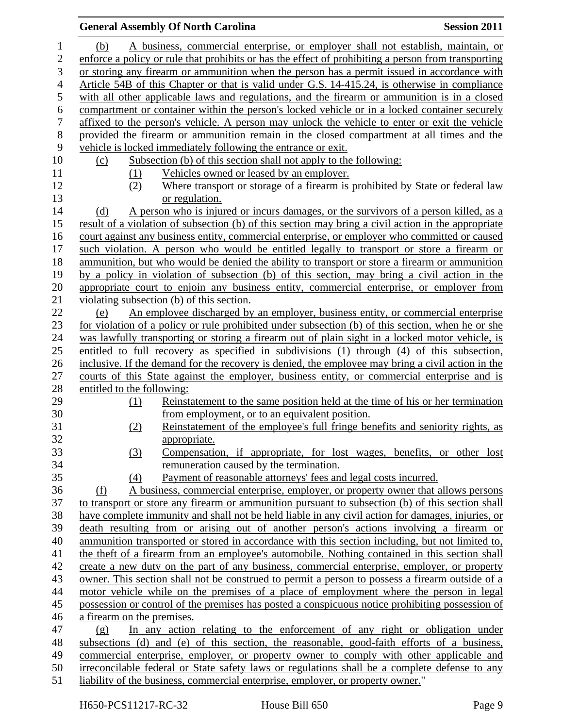(b) A business, commercial enterprise, or employer shall not establish, maintain, or enforce a policy or rule that prohibits or has the effect of prohibiting a person from transporting or storing any firearm or ammunition when the person has a permit issued in accordance with Article 54B of this Chapter or that is valid under G.S. 14-415.24, is otherwise in compliance with all other applicable laws and regulations, and the firearm or ammunition is in a closed compartment or container within the person's locked vehicle or in a locked container securely affixed to the person's vehicle. A person may unlock the vehicle to enter or exit the vehicle provided the firearm or ammunition remain in the closed compartment at all times and the vehicle is locked immediately following the entrance or exit.

(c) Subsection (b) of this section shall not apply to the following:

(1) Vehicles owned or leased by an employer.

(2) Where transport or storage of a firearm is prohibited by State or federal law or regulation.

(d) A person who is injured or incurs damages, or the survivors of a person killed, as a result of a violation of subsection (b) of this section may bring a civil action in the appropriate court against any business entity, commercial enterprise, or employer who committed or caused such violation. A person who would be entitled legally to transport or store a firearm or ammunition, but who would be denied the ability to transport or store a firearm or ammunition by a policy in violation of subsection (b) of this section, may bring a civil action in the appropriate court to enjoin any business entity, commercial enterprise, or employer from violating subsection (b) of this section.

(e) An employee discharged by an employer, business entity, or commercial enterprise for violation of a policy or rule prohibited under subsection (b) of this section, when he or she was lawfully transporting or storing a firearm out of plain sight in a locked motor vehicle, is entitled to full recovery as specified in subdivisions (1) through (4) of this subsection, inclusive. If the demand for the recovery is denied, the employee may bring a civil action in the courts of this State against the employer, business entity, or commercial enterprise and is entitled to the following:

(1) Reinstatement to the same position held at the time of his or her termination from employment, or to an equivalent position.

(2) Reinstatement of the employee's full fringe benefits and seniority rights, as appropriate.

(3) Compensation, if appropriate, for lost wages, benefits, or other lost remuneration caused by the termination.

(4) Payment of reasonable attorneys' fees and legal costs incurred.

(f) A business, commercial enterprise, employer, or property owner that allows persons to transport or store any firearm or ammunition pursuant to subsection (b) of this section shall have complete immunity and shall not be held liable in any civil action for damages, injuries, or death resulting from or arising out of another person's actions involving a firearm or ammunition transported or stored in accordance with this section including, but not limited to, the theft of a firearm from an employee's automobile. Nothing contained in this section shall create a new duty on the part of any business, commercial enterprise, employer, or property owner. This section shall not be construed to permit a person to possess a firearm outside of a motor vehicle while on the premises of a place of employment where the person in legal possession or control of the premises has posted a conspicuous notice prohibiting possession of a firearm on the premises.

(g) In any action relating to the enforcement of any right or obligation under subsections (d) and (e) of this section, the reasonable, good-faith efforts of a business, commercial enterprise, employer, or property owner to comply with other applicable and irreconcilable federal or State safety laws or regulations shall be a complete defense to any liability of the business, commercial enterprise, employer, or property owner."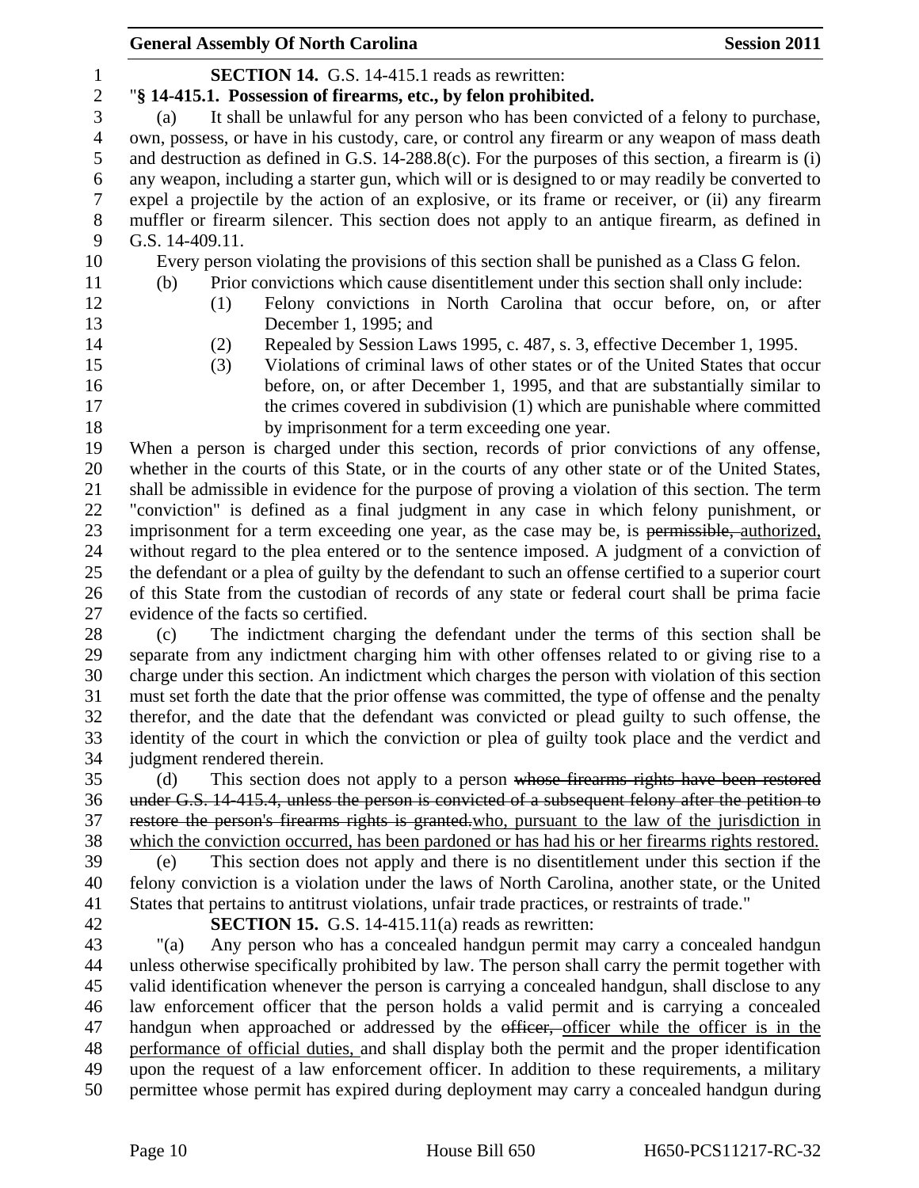**SECTION 14.** G.S. 14-415.1 reads as rewritten:

"**§ 14-415.1. Possession of firearms, etc., by felon prohibited.**

(a) It shall be unlawful for any person who has been convicted of a felony to purchase, own, possess, or have in his custody, care, or control any firearm or any weapon of mass death and destruction as defined in G.S. 14-288.8(c). For the purposes of this section, a firearm is (i) any weapon, including a starter gun, which will or is designed to or may readily be converted to expel a projectile by the action of an explosive, or its frame or receiver, or (ii) any firearm muffler or firearm silencer. This section does not apply to an antique firearm, as defined in G.S. 14-409.11.

Every person violating the provisions of this section shall be punished as a Class G felon.

(b) Prior convictions which cause disentitlement under this section shall only include:

(1) Felony convictions in North Carolina that occur before, on, or after December 1, 1995; and

(2) Repealed by Session Laws 1995, c. 487, s. 3, effective December 1, 1995.

(3) Violations of criminal laws of other states or of the United States that occur before, on, or after December 1, 1995, and that are substantially similar to the crimes covered in subdivision (1) which are punishable where committed by imprisonment for a term exceeding one year.

When a person is charged under this section, records of prior convictions of any offense, whether in the courts of this State, or in the courts of any other state or of the United States, shall be admissible in evidence for the purpose of proving a violation of this section. The term "conviction" is defined as a final judgment in any case in which felony punishment, or imprisonment for a term exceeding one year, as the case may be, is ~~permissible,~~ authorized, without regard to the plea entered or to the sentence imposed. A judgment of a conviction of the defendant or a plea of guilty by the defendant to such an offense certified to a superior court of this State from the custodian of records of any state or federal court shall be prima facie evidence of the facts so certified.

(c) The indictment charging the defendant under the terms of this section shall be separate from any indictment charging him with other offenses related to or giving rise to a charge under this section. An indictment which charges the person with violation of this section must set forth the date that the prior offense was committed, the type of offense and the penalty therefor, and the date that the defendant was convicted or plead guilty to such offense, the identity of the court in which the conviction or plea of guilty took place and the verdict and judgment rendered therein.

(d) This section does not apply to a person ~~whose firearms rights have been restored under G.S. 14-415.4, unless the person is convicted of a subsequent felony after the petition to restore the person's firearms rights is granted.~~ who, pursuant to the law of the jurisdiction in which the conviction occurred, has been pardoned or has had his or her firearms rights restored.

(e) This section does not apply and there is no disentitlement under this section if the felony conviction is a violation under the laws of North Carolina, another state, or the United States that pertains to antitrust violations, unfair trade practices, or restraints of trade."

**SECTION 15.** G.S. 14-415.11(a) reads as rewritten:

"(a) Any person who has a concealed handgun permit may carry a concealed handgun unless otherwise specifically prohibited by law. The person shall carry the permit together with valid identification whenever the person is carrying a concealed handgun, shall disclose to any law enforcement officer that the person holds a valid permit and is carrying a concealed handgun when approached or addressed by the ~~officer,~~ officer while the officer is in the performance of official duties, and shall display both the permit and the proper identification upon the request of a law enforcement officer. In addition to these requirements, a military permittee whose permit has expired during deployment may carry a concealed handgun during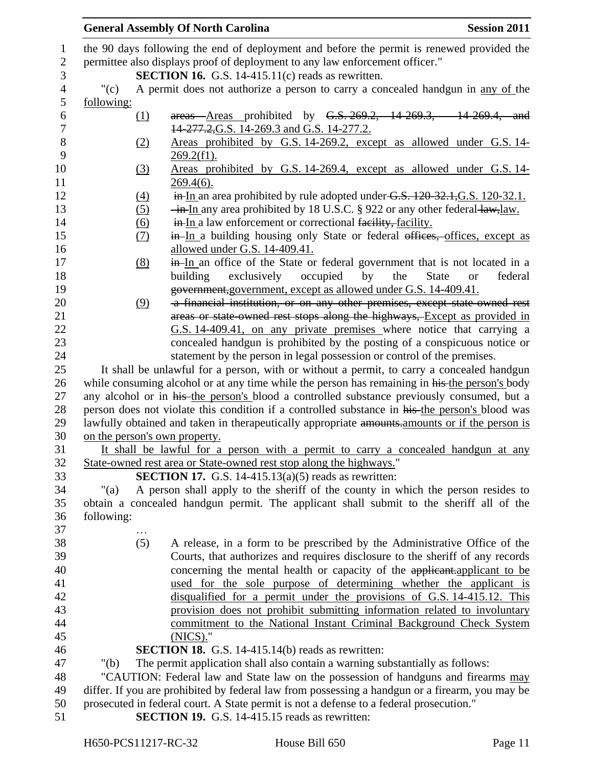the 90 days following the end of deployment and before the permit is renewed provided the permittee also displays proof of deployment to any law enforcement officer."

**SECTION 16.** G.S. 14-415.11(c) reads as rewritten.

"(c) A permit does not authorize a person to carry a concealed handgun in any of the following:

(1) areas Areas prohibited by G.S. 269.2, 14-269.3, 14-269.4, and 14-277.2,G.S. 14-269.3 and G.S. 14-277.2.

(2) Areas prohibited by G.S. 14-269.2, except as allowed under G.S. 14-269.2(f1).

(3) Areas prohibited by G.S. 14-269.4, except as allowed under G.S. 14-269.4(6).

(4) in In an area prohibited by rule adopted under G.S. 120-32.1,G.S. 120-32.1.

(5) in In any area prohibited by 18 U.S.C. § 922 or any other federal law,law.

(6) in In a law enforcement or correctional facility, facility.

(7) in In a building housing only State or federal offices, offices, except as allowed under G.S. 14-409.41.

(8) in In an office of the State or federal government that is not located in a building exclusively occupied by the State or federal government,government, except as allowed under G.S. 14-409.41.

(9) a financial institution, or on any other premises, except state-owned rest areas or state-owned rest stops along the highways, Except as provided in G.S. 14-409.41, on any private premises where notice that carrying a concealed handgun is prohibited by the posting of a conspicuous notice or statement by the person in legal possession or control of the premises.

It shall be unlawful for a person, with or without a permit, to carry a concealed handgun while consuming alcohol or at any time while the person has remaining in his the person's body any alcohol or in his the person's blood a controlled substance previously consumed, but a person does not violate this condition if a controlled substance in his the person's blood was lawfully obtained and taken in therapeutically appropriate amounts.amounts or if the person is on the person's own property.

It shall be lawful for a person with a permit to carry a concealed handgun at any State-owned rest area or State-owned rest stop along the highways."

**SECTION 17.** G.S. 14-415.13(a)(5) reads as rewritten:

"(a) A person shall apply to the sheriff of the county in which the person resides to obtain a concealed handgun permit. The applicant shall submit to the sheriff all of the following:

…

(5) A release, in a form to be prescribed by the Administrative Office of the Courts, that authorizes and requires disclosure to the sheriff of any records concerning the mental health or capacity of the applicant.applicant to be used for the sole purpose of determining whether the applicant is disqualified for a permit under the provisions of G.S. 14-415.12. This provision does not prohibit submitting information related to involuntary commitment to the National Instant Criminal Background Check System (NICS)."

**SECTION 18.** G.S. 14-415.14(b) reads as rewritten:

"(b) The permit application shall also contain a warning substantially as follows:

"CAUTION: Federal law and State law on the possession of handguns and firearms may differ. If you are prohibited by federal law from possessing a handgun or a firearm, you may be prosecuted in federal court. A State permit is not a defense to a federal prosecution."

**SECTION 19.** G.S. 14-415.15 reads as rewritten: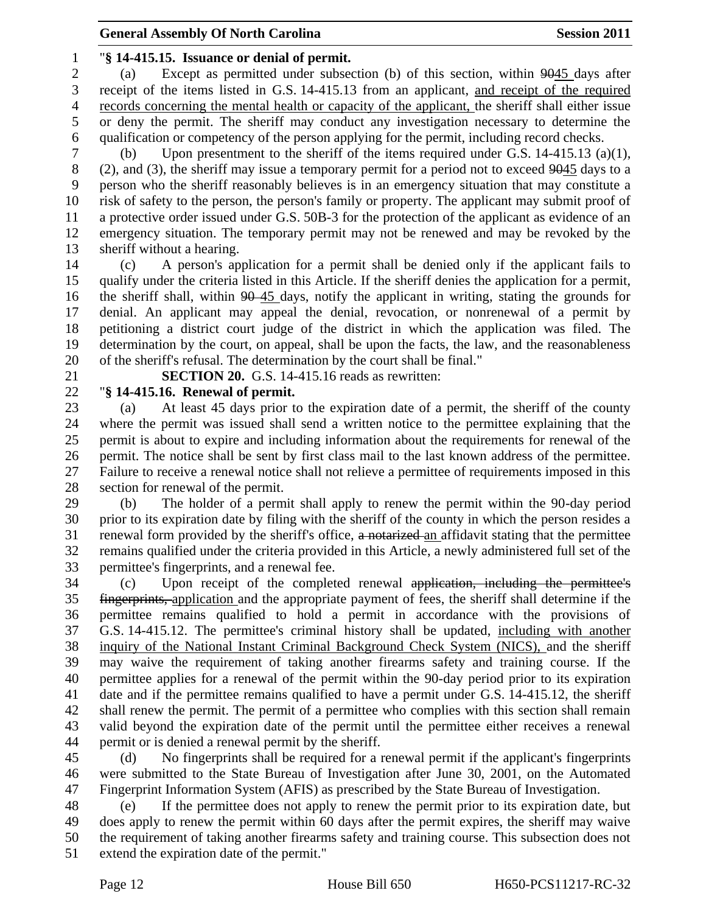"**§ 14-415.15. Issuance or denial of permit.**

(a) Except as permitted under subsection (b) of this section, within ~~90~~45 days after receipt of the items listed in G.S. 14-415.13 from an applicant, <u>and receipt of the required records concerning the mental health or capacity of the applicant,</u> the sheriff shall either issue or deny the permit. The sheriff may conduct any investigation necessary to determine the qualification or competency of the person applying for the permit, including record checks.

(b) Upon presentment to the sheriff of the items required under G.S. 14-415.13 (a)(1), (2), and (3), the sheriff may issue a temporary permit for a period not to exceed ~~90~~45 days to a person who the sheriff reasonably believes is in an emergency situation that may constitute a risk of safety to the person, the person's family or property. The applicant may submit proof of a protective order issued under G.S. 50B-3 for the protection of the applicant as evidence of an emergency situation. The temporary permit may not be renewed and may be revoked by the sheriff without a hearing.

(c) A person's application for a permit shall be denied only if the applicant fails to qualify under the criteria listed in this Article. If the sheriff denies the application for a permit, the sheriff shall, within ~~90~~ <u>45</u> days, notify the applicant in writing, stating the grounds for denial. An applicant may appeal the denial, revocation, or nonrenewal of a permit by petitioning a district court judge of the district in which the application was filed. The determination by the court, on appeal, shall be upon the facts, the law, and the reasonableness of the sheriff's refusal. The determination by the court shall be final."

**SECTION 20.** G.S. 14-415.16 reads as rewritten:

"**§ 14-415.16. Renewal of permit.**

(a) At least 45 days prior to the expiration date of a permit, the sheriff of the county where the permit was issued shall send a written notice to the permittee explaining that the permit is about to expire and including information about the requirements for renewal of the permit. The notice shall be sent by first class mail to the last known address of the permittee. Failure to receive a renewal notice shall not relieve a permittee of requirements imposed in this section for renewal of the permit.

(b) The holder of a permit shall apply to renew the permit within the 90-day period prior to its expiration date by filing with the sheriff of the county in which the person resides a renewal form provided by the sheriff's office, ~~a notarized~~ <u>an</u> affidavit stating that the permittee remains qualified under the criteria provided in this Article, a newly administered full set of the permittee's fingerprints, and a renewal fee.

(c) Upon receipt of the completed renewal ~~application, including the permittee's fingerprints,~~ <u>application</u> and the appropriate payment of fees, the sheriff shall determine if the permittee remains qualified to hold a permit in accordance with the provisions of G.S. 14-415.12. The permittee's criminal history shall be updated, <u>including with another inquiry of the National Instant Criminal Background Check System (NICS),</u> and the sheriff may waive the requirement of taking another firearms safety and training course. If the permittee applies for a renewal of the permit within the 90-day period prior to its expiration date and if the permittee remains qualified to have a permit under G.S. 14-415.12, the sheriff shall renew the permit. The permit of a permittee who complies with this section shall remain valid beyond the expiration date of the permit until the permittee either receives a renewal permit or is denied a renewal permit by the sheriff.

(d) No fingerprints shall be required for a renewal permit if the applicant's fingerprints were submitted to the State Bureau of Investigation after June 30, 2001, on the Automated Fingerprint Information System (AFIS) as prescribed by the State Bureau of Investigation.

(e) If the permittee does not apply to renew the permit prior to its expiration date, but does apply to renew the permit within 60 days after the permit expires, the sheriff may waive the requirement of taking another firearms safety and training course. This subsection does not extend the expiration date of the permit."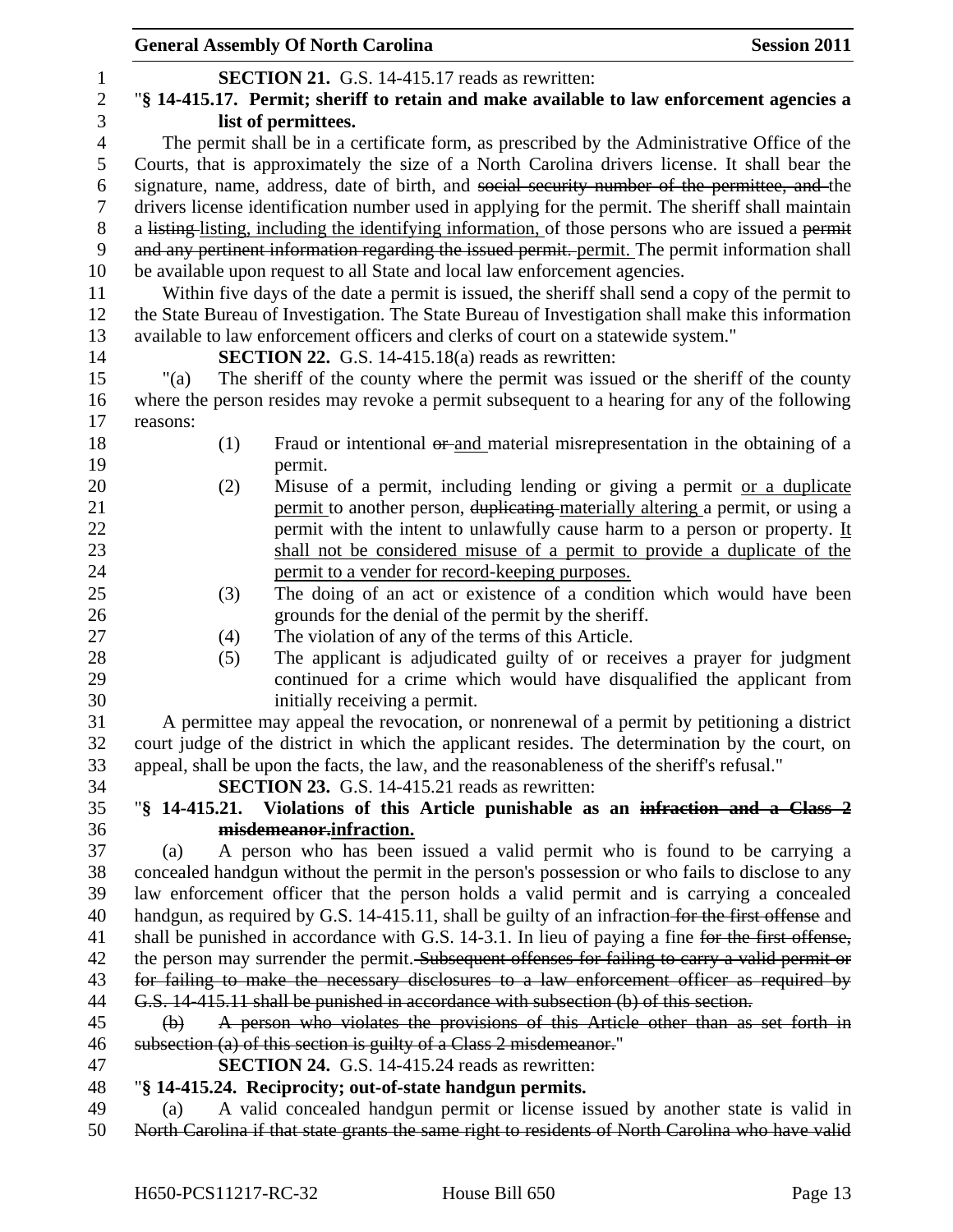**SECTION 21.** G.S. 14-415.17 reads as rewritten:

"**§ 14-415.17. Permit; sheriff to retain and make available to law enforcement agencies a list of permittees.**

The permit shall be in a certificate form, as prescribed by the Administrative Office of the Courts, that is approximately the size of a North Carolina drivers license. It shall bear the signature, name, address, date of birth, and ~~social security number of the permittee, and~~ the drivers license identification number used in applying for the permit. The sheriff shall maintain a ~~listing~~ listing, including the identifying information, of those persons who are issued a ~~permit and any pertinent information regarding the issued permit.~~ permit. The permit information shall be available upon request to all State and local law enforcement agencies.

Within five days of the date a permit is issued, the sheriff shall send a copy of the permit to the State Bureau of Investigation. The State Bureau of Investigation shall make this information available to law enforcement officers and clerks of court on a statewide system."

**SECTION 22.** G.S. 14-415.18(a) reads as rewritten:

"(a) The sheriff of the county where the permit was issued or the sheriff of the county where the person resides may revoke a permit subsequent to a hearing for any of the following reasons:

(1) Fraud or intentional ~~or~~ and material misrepresentation in the obtaining of a permit.

(2) Misuse of a permit, including lending or giving a permit or a duplicate permit to another person, ~~duplicating~~ materially altering a permit, or using a permit with the intent to unlawfully cause harm to a person or property. It shall not be considered misuse of a permit to provide a duplicate of the permit to a vender for record-keeping purposes.

(3) The doing of an act or existence of a condition which would have been grounds for the denial of the permit by the sheriff.

(4) The violation of any of the terms of this Article.

(5) The applicant is adjudicated guilty of or receives a prayer for judgment continued for a crime which would have disqualified the applicant from initially receiving a permit.

A permittee may appeal the revocation, or nonrenewal of a permit by petitioning a district court judge of the district in which the applicant resides. The determination by the court, on appeal, shall be upon the facts, the law, and the reasonableness of the sheriff's refusal."

**SECTION 23.** G.S. 14-415.21 reads as rewritten:

"**§ 14-415.21. Violations of this Article punishable as an ~~infraction and a Class 2 misdemeanor.~~infraction.**

(a) A person who has been issued a valid permit who is found to be carrying a concealed handgun without the permit in the person's possession or who fails to disclose to any law enforcement officer that the person holds a valid permit and is carrying a concealed handgun, as required by G.S. 14-415.11, shall be guilty of an infraction ~~for the first offense~~ and shall be punished in accordance with G.S. 14-3.1. In lieu of paying a fine ~~for the first offense,~~ the person may surrender the permit. ~~Subsequent offenses for failing to carry a valid permit or for failing to make the necessary disclosures to a law enforcement officer as required by G.S. 14-415.11 shall be punished in accordance with subsection (b) of this section.~~

~~(b) A person who violates the provisions of this Article other than as set forth in subsection (a) of this section is guilty of a Class 2 misdemeanor.~~"

**SECTION 24.** G.S. 14-415.24 reads as rewritten:

"**§ 14-415.24. Reciprocity; out-of-state handgun permits.**

(a) A valid concealed handgun permit or license issued by another state is valid in ~~North Carolina if that state grants the same right to residents of North Carolina who have valid~~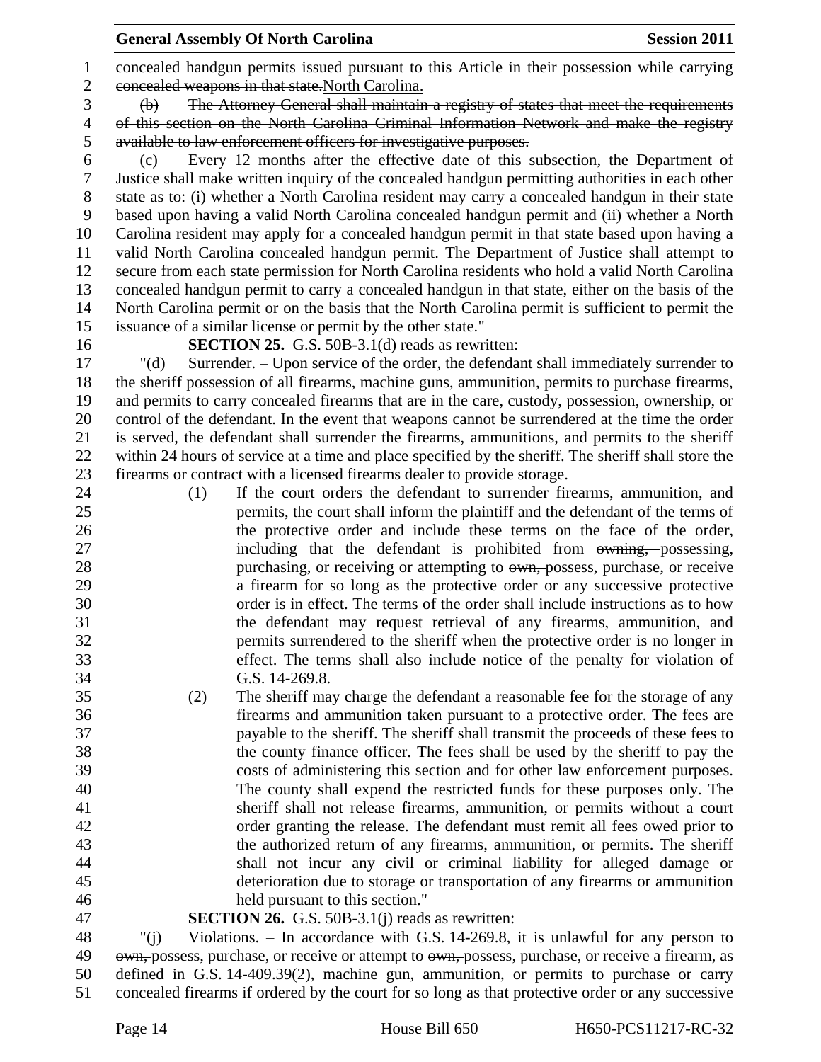~~concealed handgun permits issued pursuant to this Article in their possession while carrying concealed weapons in that state.~~<u>North Carolina.</u>

~~(b) The Attorney General shall maintain a registry of states that meet the requirements of this section on the North Carolina Criminal Information Network and make the registry available to law enforcement officers for investigative purposes.~~

(c) Every 12 months after the effective date of this subsection, the Department of Justice shall make written inquiry of the concealed handgun permitting authorities in each other state as to: (i) whether a North Carolina resident may carry a concealed handgun in their state based upon having a valid North Carolina concealed handgun permit and (ii) whether a North Carolina resident may apply for a concealed handgun permit in that state based upon having a valid North Carolina concealed handgun permit. The Department of Justice shall attempt to secure from each state permission for North Carolina residents who hold a valid North Carolina concealed handgun permit to carry a concealed handgun in that state, either on the basis of the North Carolina permit or on the basis that the North Carolina permit is sufficient to permit the issuance of a similar license or permit by the other state."

**SECTION 25.** G.S. 50B-3.1(d) reads as rewritten:

"(d) Surrender. – Upon service of the order, the defendant shall immediately surrender to the sheriff possession of all firearms, machine guns, ammunition, permits to purchase firearms, and permits to carry concealed firearms that are in the care, custody, possession, ownership, or control of the defendant. In the event that weapons cannot be surrendered at the time the order is served, the defendant shall surrender the firearms, ammunitions, and permits to the sheriff within 24 hours of service at a time and place specified by the sheriff. The sheriff shall store the firearms or contract with a licensed firearms dealer to provide storage.

(1) If the court orders the defendant to surrender firearms, ammunition, and permits, the court shall inform the plaintiff and the defendant of the terms of the protective order and include these terms on the face of the order, including that the defendant is prohibited from ~~owning,~~ possessing, purchasing, or receiving or attempting to ~~own,~~ possess, purchase, or receive a firearm for so long as the protective order or any successive protective order is in effect. The terms of the order shall include instructions as to how the defendant may request retrieval of any firearms, ammunition, and permits surrendered to the sheriff when the protective order is no longer in effect. The terms shall also include notice of the penalty for violation of G.S. 14-269.8.

(2) The sheriff may charge the defendant a reasonable fee for the storage of any firearms and ammunition taken pursuant to a protective order. The fees are payable to the sheriff. The sheriff shall transmit the proceeds of these fees to the county finance officer. The fees shall be used by the sheriff to pay the costs of administering this section and for other law enforcement purposes. The county shall expend the restricted funds for these purposes only. The sheriff shall not release firearms, ammunition, or permits without a court order granting the release. The defendant must remit all fees owed prior to the authorized return of any firearms, ammunition, or permits. The sheriff shall not incur any civil or criminal liability for alleged damage or deterioration due to storage or transportation of any firearms or ammunition held pursuant to this section."

**SECTION 26.** G.S. 50B-3.1(j) reads as rewritten:

"(j) Violations. – In accordance with G.S. 14-269.8, it is unlawful for any person to ~~own,~~ possess, purchase, or receive or attempt to ~~own,~~ possess, purchase, or receive a firearm, as defined in G.S. 14-409.39(2), machine gun, ammunition, or permits to purchase or carry concealed firearms if ordered by the court for so long as that protective order or any successive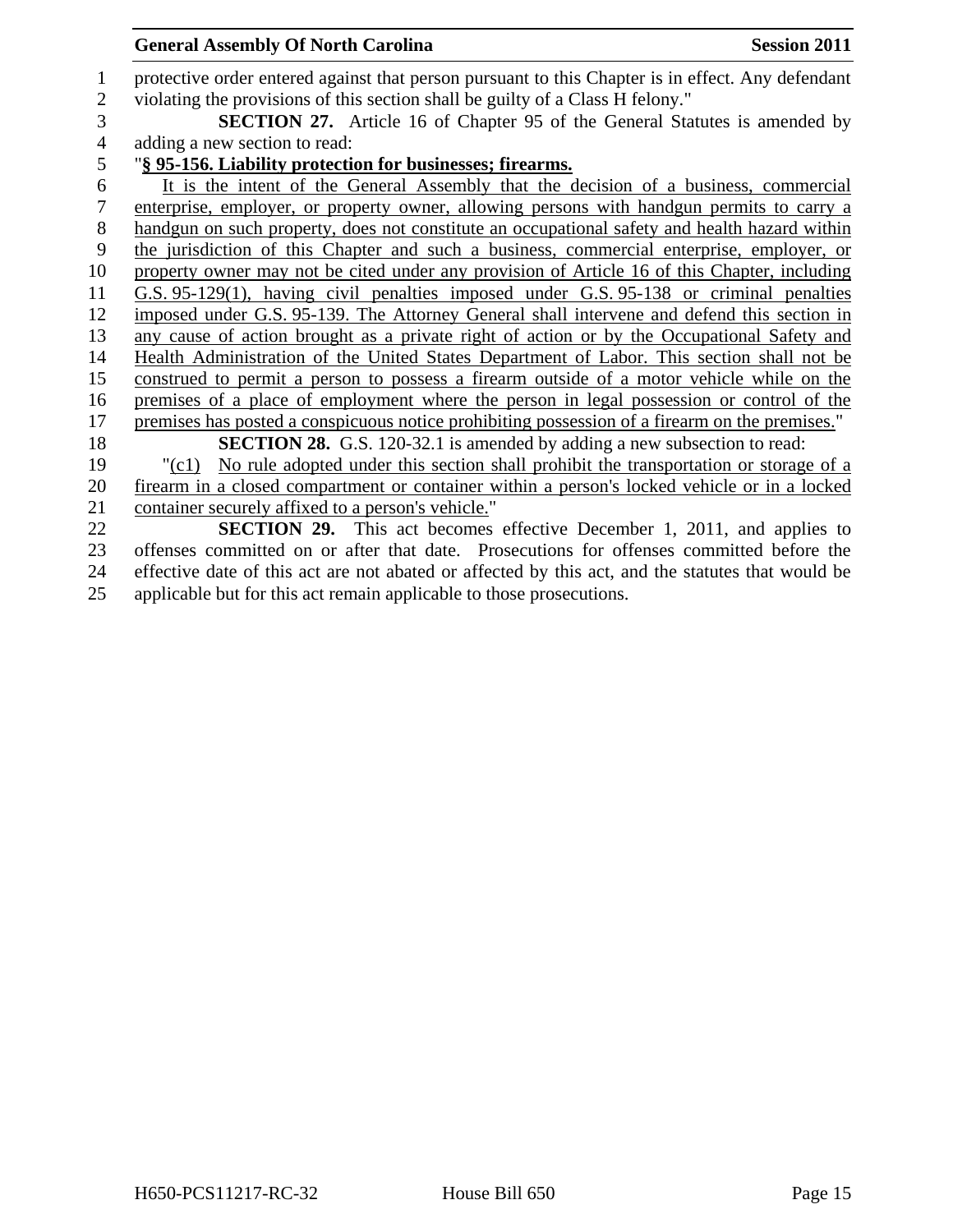protective order entered against that person pursuant to this Chapter is in effect. Any defendant violating the provisions of this section shall be guilty of a Class H felony."

**SECTION 27.** Article 16 of Chapter 95 of the General Statutes is amended by adding a new section to read:

"**§ 95-156. Liability protection for businesses; firearms.**

It is the intent of the General Assembly that the decision of a business, commercial enterprise, employer, or property owner, allowing persons with handgun permits to carry a handgun on such property, does not constitute an occupational safety and health hazard within the jurisdiction of this Chapter and such a business, commercial enterprise, employer, or property owner may not be cited under any provision of Article 16 of this Chapter, including G.S. 95-129(1), having civil penalties imposed under G.S. 95-138 or criminal penalties imposed under G.S. 95-139. The Attorney General shall intervene and defend this section in any cause of action brought as a private right of action or by the Occupational Safety and Health Administration of the United States Department of Labor. This section shall not be construed to permit a person to possess a firearm outside of a motor vehicle while on the premises of a place of employment where the person in legal possession or control of the premises has posted a conspicuous notice prohibiting possession of a firearm on the premises."

**SECTION 28.** G.S. 120-32.1 is amended by adding a new subsection to read:

"(c1) No rule adopted under this section shall prohibit the transportation or storage of a firearm in a closed compartment or container within a person's locked vehicle or in a locked container securely affixed to a person's vehicle."

**SECTION 29.** This act becomes effective December 1, 2011, and applies to offenses committed on or after that date. Prosecutions for offenses committed before the effective date of this act are not abated or affected by this act, and the statutes that would be applicable but for this act remain applicable to those prosecutions.